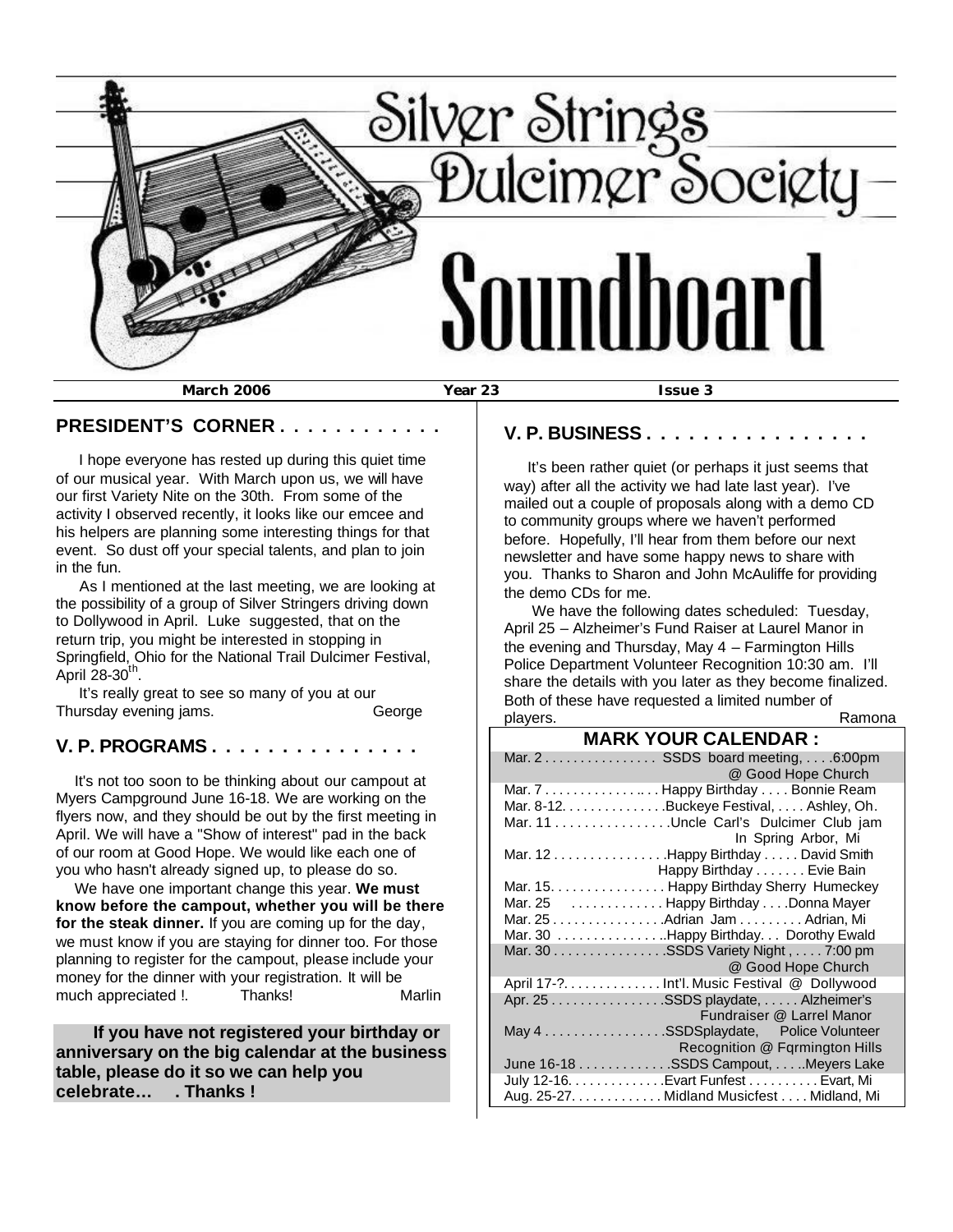# Silver Strings Dulcimer Society

# Soundboard

**March 2006** **Year 23** **Issue 3**

## PRESIDENT'S CORNER . . . . . . . . . . . .

I hope everyone has rested up during this quiet time of our musical year. With March upon us, we will have our first Variety Nite on the 30th. From some of the activity I observed recently, it looks like our emcee and his helpers are planning some interesting things for that event. So dust off your special talents, and plan to join in the fun.

As I mentioned at the last meeting, we are looking at the possibility of a group of Silver Stringers driving down to Dollywood in April. Luke suggested, that on the return trip, you might be interested in stopping in Springfield, Ohio for the National Trail Dulcimer Festival, April 28-30th.

It's really great to see so many of you at our Thursday evening jams. George

## V. P. PROGRAMS . . . . . . . . . . . . . . .

It's not too soon to be thinking about our campout at Myers Campground June 16-18. We are working on the flyers now, and they should be out by the first meeting in April. We will have a "Show of interest" pad in the back of our room at Good Hope. We would like each one of you who hasn't already signed up, to please do so.

We have one important change this year. **We must know before the campout, whether you will be there for the steak dinner.** If you are coming up for the day, we must know if you are staying for dinner too. For those planning to register for the campout, please include your money for the dinner with your registration. It will be much appreciated !. Thanks! Marlin

**If you have not registered your birthday or anniversary on the big calendar at the business table, please do it so we can help you celebrate… . Thanks !**

## V. P. BUSINESS . . . . . . . . . . . . . . . .

It's been rather quiet (or perhaps it just seems that way) after all the activity we had late last year). I've mailed out a couple of proposals along with a demo CD to community groups where we haven't performed before. Hopefully, I'll hear from them before our next newsletter and have some happy news to share with you. Thanks to Sharon and John McAuliffe for providing the demo CDs for me.

We have the following dates scheduled: Tuesday, April 25 – Alzheimer's Fund Raiser at Laurel Manor in the evening and Thursday, May 4 – Farmington Hills Police Department Volunteer Recognition 10:30 am. I'll share the details with you later as they become finalized. Both of these have requested a limited number of players. Ramona

## MARK YOUR CALENDAR :

| Date | Event |
|---|---|
| Mar. 2 | SSDS board meeting, 6:00pm @ Good Hope Church |
| Mar. 7 | Happy Birthday . . . . Bonnie Ream |
| Mar. 8-12 | Buckeye Festival, . . . . Ashley, Oh. |
| Mar. 11 | Uncle Carl's Dulcimer Club jam In Spring Arbor, Mi |
| Mar. 12 | Happy Birthday . . . . . David Smith; Happy Birthday . . . . . . . Evie Bain |
| Mar. 15 | Happy Birthday Sherry Humeckey |
| Mar. 25 | Happy Birthday . . . .Donna Mayer |
| Mar. 25 | Adrian Jam . . . . . . . . . Adrian, Mi |
| Mar. 30 | Happy Birthday. . . Dorothy Ewald |
| Mar. 30 | SSDS Variety Night , . . . . 7:00 pm @ Good Hope Church |
| April 17-? | Int'l. Music Festival @ Dollywood |
| Apr. 25 | SSDS playdate, . . . . . Alzheimer's Fundraiser @ Larrel Manor |
| May 4 | SSDSplaydate, Police Volunteer Recognition @ Fqrmington Hills |
| June 16-18 | SSDS Campout, . . . . .Meyers Lake |
| July 12-16 | Evart Funfest . . . . . . . . . . Evart, Mi |
| Aug. 25-27 | Midland Musicfest . . . . Midland, Mi |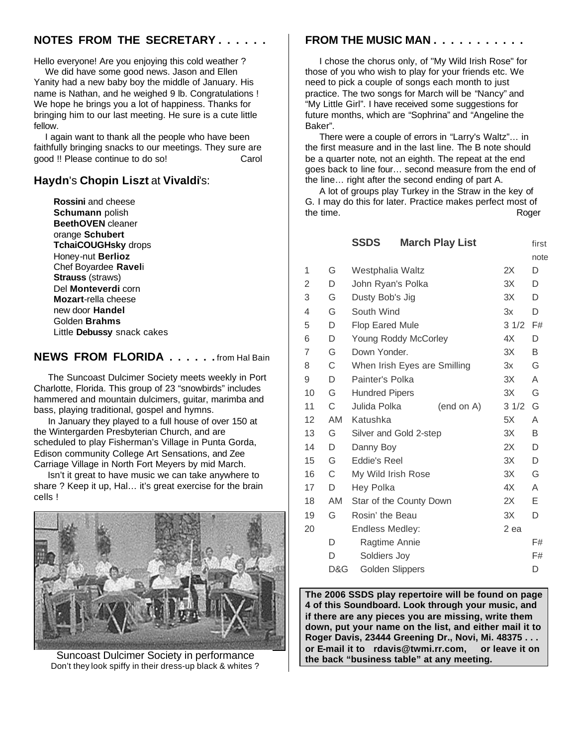## NOTES FROM THE SECRETARY . . . . . .

Hello everyone! Are you enjoying this cold weather ?

We did have some good news. Jason and Ellen Yanity had a new baby boy the middle of January. His name is Nathan, and he weighed 9 lb. Congratulations ! We hope he brings you a lot of happiness. Thanks for bringing him to our last meeting. He sure is a cute little fellow.

I again want to thank all the people who have been faithfully bringing snacks to our meetings. They sure are good !! Please continue to do so! Carol

## **Haydn**'s **Chopin Liszt** at **Vivaldi**'s:

**Rossini** and cheese
**Schumann** polish
**BeethOVEN** cleaner
orange **Schubert**
**TchaiCOUGHsky** drops
Honey-nut **Berlioz**
Chef Boyardee **Ravel**i
**Strauss** (straws)
Del **Monteverdi** corn
**Mozart**-rella cheese
new door **Handel**
Golden **Brahms**
Little **Debussy** snack cakes

## NEWS FROM FLORIDA . . . . . . from Hal Bain

The Suncoast Dulcimer Society meets weekly in Port Charlotte, Florida. This group of 23 "snowbirds" includes hammered and mountain dulcimers, guitar, marimba and bass, playing traditional, gospel and hymns.

In January they played to a full house of over 150 at the Wintergarden Presbyterian Church, and are scheduled to play Fisherman's Village in Punta Gorda, Edison community College Art Sensations, and Zee Carriage Village in North Fort Meyers by mid March.

Isn't it great to have music we can take anywhere to share ? Keep it up, Hal… it's great exercise for the brain cells !

Suncoast Dulcimer Society in performance
Don't they look spiffy in their dress-up black & whites ?

## FROM THE MUSIC MAN . . . . . . . . . . .

I chose the chorus only, of "My Wild Irish Rose" for those of you who wish to play for your friends etc. We need to pick a couple of songs each month to just practice. The two songs for March will be "Nancy" and "My Little Girl". I have received some suggestions for future months, which are "Sophrina" and "Angeline the Baker".

There were a couple of errors in "Larry's Waltz"… in the first measure and in the last line. The B note should be a quarter note, not an eighth. The repeat at the end goes back to line four… second measure from the end of the line… right after the second ending of part A.

A lot of groups play Turkey in the Straw in the key of G. I may do this for later. Practice makes perfect most of the time. Roger

### SSDS March Play List

| | | | | first note |
|---|---|---|---|---|
| 1 | G | Westphalia Waltz | 2X | D |
| 2 | D | John Ryan's Polka | 3X | D |
| 3 | G | Dusty Bob's Jig | 3X | D |
| 4 | G | South Wind | 3x | D |
| 5 | D | Flop Eared Mule | 3 1/2 | F# |
| 6 | D | Young Roddy McCorley | 4X | D |
| 7 | G | Down Yonder. | 3X | B |
| 8 | C | When Irish Eyes are Smilling | 3x | G |
| 9 | D | Painter's Polka | 3X | A |
| 10 | G | Hundred Pipers | 3X | G |
| 11 | C | Julida Polka (end on A) | 3 1/2 | G |
| 12 | AM | Katushka | 5X | A |
| 13 | G | Silver and Gold 2-step | 3X | B |
| 14 | D | Danny Boy | 2X | D |
| 15 | G | Eddie's Reel | 3X | D |
| 16 | C | My Wild Irish Rose | 3X | G |
| 17 | D | Hey Polka | 4X | A |
| 18 | AM | Star of the County Down | 2X | E |
| 19 | G | Rosin' the Beau | 3X | D |
| 20 | | Endless Medley: | 2 ea | |
| | D | Ragtime Annie | | F# |
| | D | Soldiers Joy | | F# |
| | D&G | Golden Slippers | | D |

**The 2006 SSDS play repertoire will be found on page 4 of this Soundboard. Look through your music, and if there are any pieces you are missing, write them down, put your name on the list, and either mail it to Roger Davis, 23444 Greening Dr., Novi, Mi. 48375 . . . or E-mail it to rdavis@twmi.rr.com, or leave it on the back "business table" at any meeting.**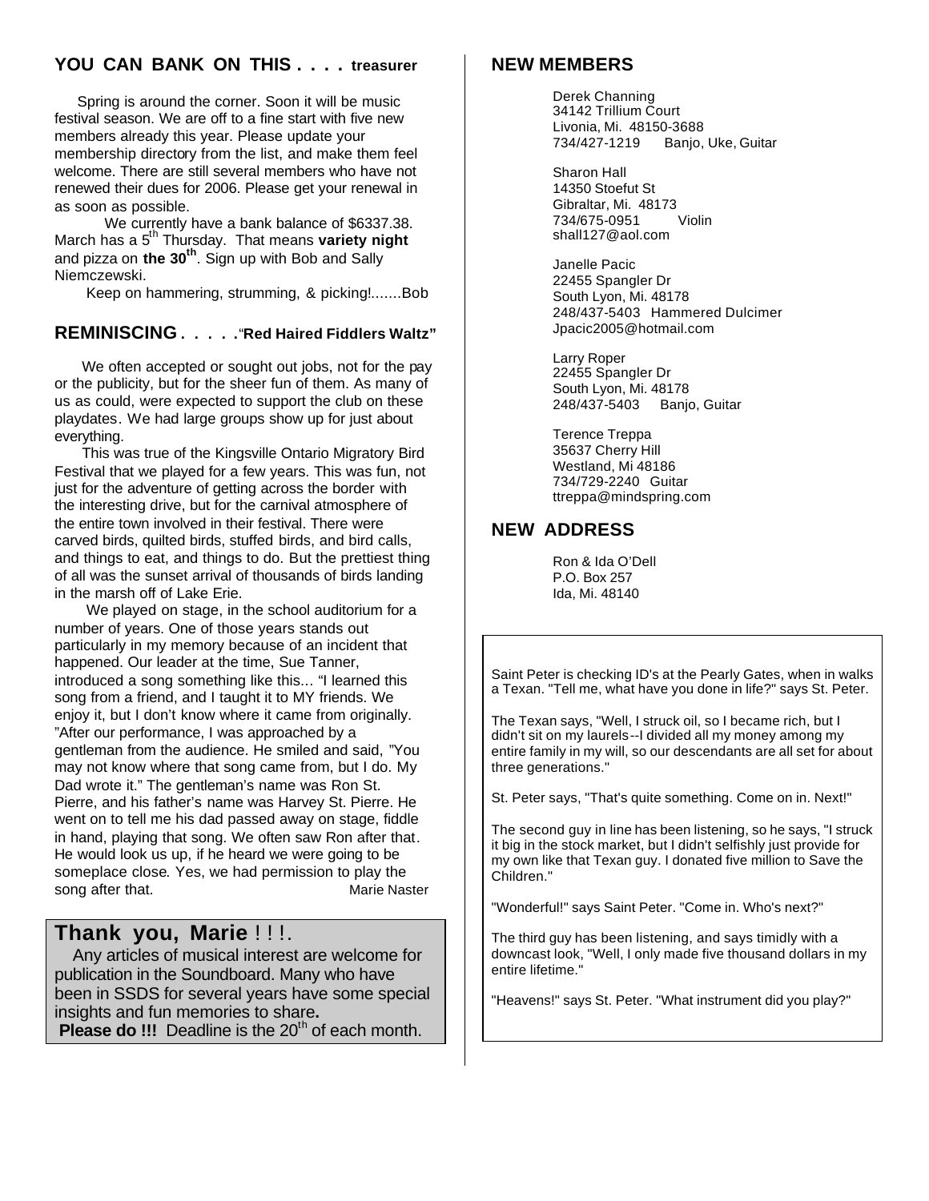## YOU CAN BANK ON THIS . . . . treasurer

Spring is around the corner. Soon it will be music festival season. We are off to a fine start with five new members already this year. Please update your membership directory from the list, and make them feel welcome. There are still several members who have not renewed their dues for 2006. Please get your renewal in as soon as possible.

We currently have a bank balance of $6337.38. March has a 5th Thursday. That means **variety night** and pizza on **the 30th**. Sign up with Bob and Sally Niemczewski.

Keep on hammering, strumming, & picking!.......Bob

## REMINISCING . . . . ."Red Haired Fiddlers Waltz"

We often accepted or sought out jobs, not for the pay or the publicity, but for the sheer fun of them. As many of us as could, were expected to support the club on these playdates. We had large groups show up for just about everything.

This was true of the Kingsville Ontario Migratory Bird Festival that we played for a few years. This was fun, not just for the adventure of getting across the border with the interesting drive, but for the carnival atmosphere of the entire town involved in their festival. There were carved birds, quilted birds, stuffed birds, and bird calls, and things to eat, and things to do. But the prettiest thing of all was the sunset arrival of thousands of birds landing in the marsh off of Lake Erie.

We played on stage, in the school auditorium for a number of years. One of those years stands out particularly in my memory because of an incident that happened. Our leader at the time, Sue Tanner, introduced a song something like this... "I learned this song from a friend, and I taught it to MY friends. We enjoy it, but I don't know where it came from originally. "After our performance, I was approached by a gentleman from the audience. He smiled and said, "You may not know where that song came from, but I do. My Dad wrote it." The gentleman's name was Ron St. Pierre, and his father's name was Harvey St. Pierre. He went on to tell me his dad passed away on stage, fiddle in hand, playing that song. We often saw Ron after that. He would look us up, if he heard we were going to be someplace close. Yes, we had permission to play the song after that.

Marie Naster

## Thank you, Marie ! ! !.

Any articles of musical interest are welcome for publication in the Soundboard. Many who have been in SSDS for several years have some special insights and fun memories to share**.**
**Please do !!!** Deadline is the 20th of each month.

## NEW MEMBERS

Derek Channing
34142 Trillium Court
Livonia, Mi. 48150-3688
734/427-1219 Banjo, Uke, Guitar

Sharon Hall
14350 Stoefut St
Gibraltar, Mi. 48173
734/675-0951 Violin
shall127@aol.com

Janelle Pacic
22455 Spangler Dr
South Lyon, Mi. 48178
248/437-5403 Hammered Dulcimer
Jpacic2005@hotmail.com

Larry Roper
22455 Spangler Dr
South Lyon, Mi. 48178
248/437-5403 Banjo, Guitar

Terence Treppa
35637 Cherry Hill
Westland, Mi 48186
734/729-2240 Guitar
ttreppa@mindspring.com

## NEW ADDRESS

Ron & Ida O'Dell
P.O. Box 257
Ida, Mi. 48140

Saint Peter is checking ID's at the Pearly Gates, when in walks a Texan. "Tell me, what have you done in life?" says St. Peter.

The Texan says, "Well, I struck oil, so I became rich, but I didn't sit on my laurels--I divided all my money among my entire family in my will, so our descendants are all set for about three generations."

St. Peter says, "That's quite something. Come on in. Next!"

The second guy in line has been listening, so he says, "I struck it big in the stock market, but I didn't selfishly just provide for my own like that Texan guy. I donated five million to Save the Children."

"Wonderful!" says Saint Peter. "Come in. Who's next?"

The third guy has been listening, and says timidly with a downcast look, "Well, I only made five thousand dollars in my entire lifetime."

"Heavens!" says St. Peter. "What instrument did you play?"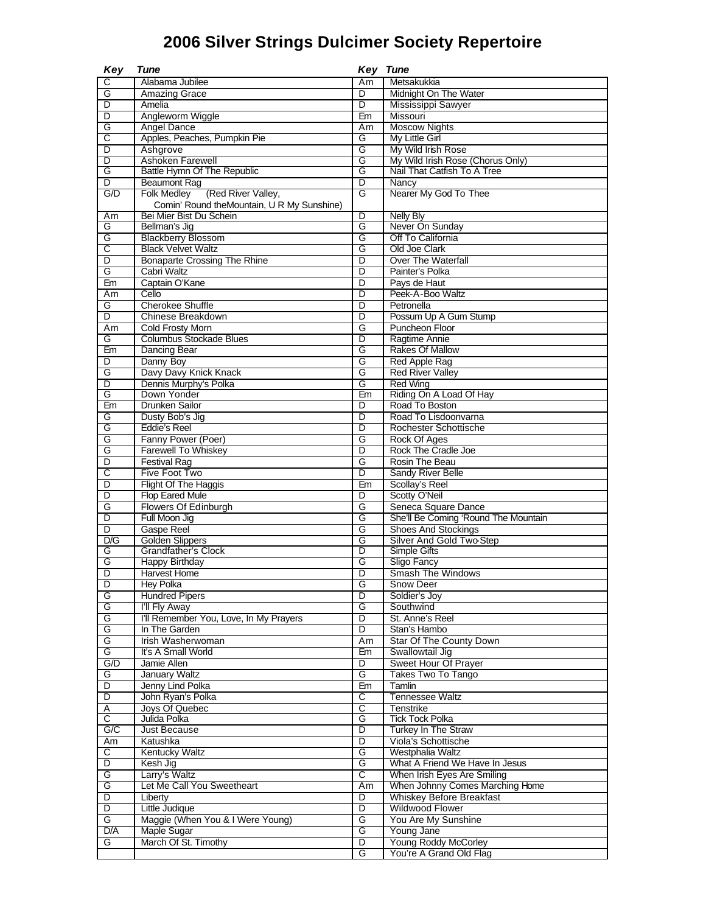# 2006 Silver Strings Dulcimer Society Repertoire

| Key | Tune | Key | Tune |
|---|---|---|---|
| C | Alabama Jubilee | Am | Metsakukkia |
| G | Amazing Grace | D | Midnight On The Water |
| D | Amelia | D | Mississippi Sawyer |
| D | Angleworm Wiggle | Em | Missouri |
| G | Angel Dance | Am | Moscow Nights |
| C | Apples, Peaches, Pumpkin Pie | G | My Little Girl |
| D | Ashgrove | G | My Wild Irish Rose |
| D | Ashoken Farewell | G | My Wild Irish Rose (Chorus Only) |
| G | Battle Hymn Of The Republic | G | Nail That Catfish To A Tree |
| D | Beaumont Rag | D | Nancy |
| G/D | Folk Medley (Red River Valley, Comin' Round theMountain, U R My Sunshine) | G | Nearer My God To Thee |
| Am | Bei Mier Bist Du Schein | D | Nelly Bly |
| G | Bellman's Jig | G | Never On Sunday |
| G | Blackberry Blossom | G | Off To California |
| C | Black Velvet Waltz | G | Old Joe Clark |
| D | Bonaparte Crossing The Rhine | D | Over The Waterfall |
| G | Cabri Waltz | D | Painter's Polka |
| Em | Captain O'Kane | D | Pays de Haut |
| Am | Cello | D | Peek-A-Boo Waltz |
| G | Cherokee Shuffle | D | Petronella |
| D | Chinese Breakdown | D | Possum Up A Gum Stump |
| Am | Cold Frosty Morn | G | Puncheon Floor |
| G | Columbus Stockade Blues | D | Ragtime Annie |
| Em | Dancing Bear | G | Rakes Of Mallow |
| D | Danny Boy | G | Red Apple Rag |
| G | Davy Davy Knick Knack | G | Red River Valley |
| D | Dennis Murphy's Polka | G | Red Wing |
| G | Down Yonder | Em | Riding On A Load Of Hay |
| Em | Drunken Sailor | D | Road To Boston |
| G | Dusty Bob's Jig | D | Road To Lisdoonvarna |
| G | Eddie's Reel | D | Rochester Schottische |
| G | Fanny Power (Poer) | G | Rock Of Ages |
| G | Farewell To Whiskey | D | Rock The Cradle Joe |
| D | Festival Rag | G | Rosin The Beau |
| C | Five Foot Two | D | Sandy River Belle |
| D | Flight Of The Haggis | Em | Scollay's Reel |
| D | Flop Eared Mule | D | Scotty O'Neil |
| G | Flowers Of Edinburgh | G | Seneca Square Dance |
| D | Full Moon Jig | G | She'll Be Coming 'Round The Mountain |
| D | Gaspe Reel | G | Shoes And Stockings |
| D/G | Golden Slippers | G | Silver And Gold Two-Step |
| G | Grandfather's Clock | D | Simple Gifts |
| G | Happy Birthday | G | Sligo Fancy |
| D | Harvest Home | D | Smash The Windows |
| D | Hey Polka | G | Snow Deer |
| G | Hundred Pipers | D | Soldier's Joy |
| G | I'll Fly Away | G | Southwind |
| G | I'll Remember You, Love, In My Prayers | D | St. Anne's Reel |
| G | In The Garden | D | Stan's Hambo |
| G | Irish Washerwoman | Am | Star Of The County Down |
| G | It's A Small World | Em | Swallowtail Jig |
| G/D | Jamie Allen | D | Sweet Hour Of Prayer |
| G | January Waltz | G | Takes Two To Tango |
| D | Jenny Lind Polka | Em | Tamlin |
| D | John Ryan's Polka | C | Tennessee Waltz |
| A | Joys Of Quebec | C | Tenstrike |
| C | Julida Polka | G | Tick Tock Polka |
| G/C | Just Because | D | Turkey In The Straw |
| Am | Katushka | D | Viola's Schottische |
| C | Kentucky Waltz | G | Westphalia Waltz |
| D | Kesh Jig | G | What A Friend We Have In Jesus |
| G | Larry's Waltz | C | When Irish Eyes Are Smiling |
| G | Let Me Call You Sweetheart | Am | When Johnny Comes Marching Home |
| D | Liberty | D | Whiskey Before Breakfast |
| D | Little Judique | D | Wildwood Flower |
| G | Maggie (When You & I Were Young) | G | You Are My Sunshine |
| D/A | Maple Sugar | G | Young Jane |
| G | March Of St. Timothy | D | Young Roddy McCorley |
| | | G | You're A Grand Old Flag |